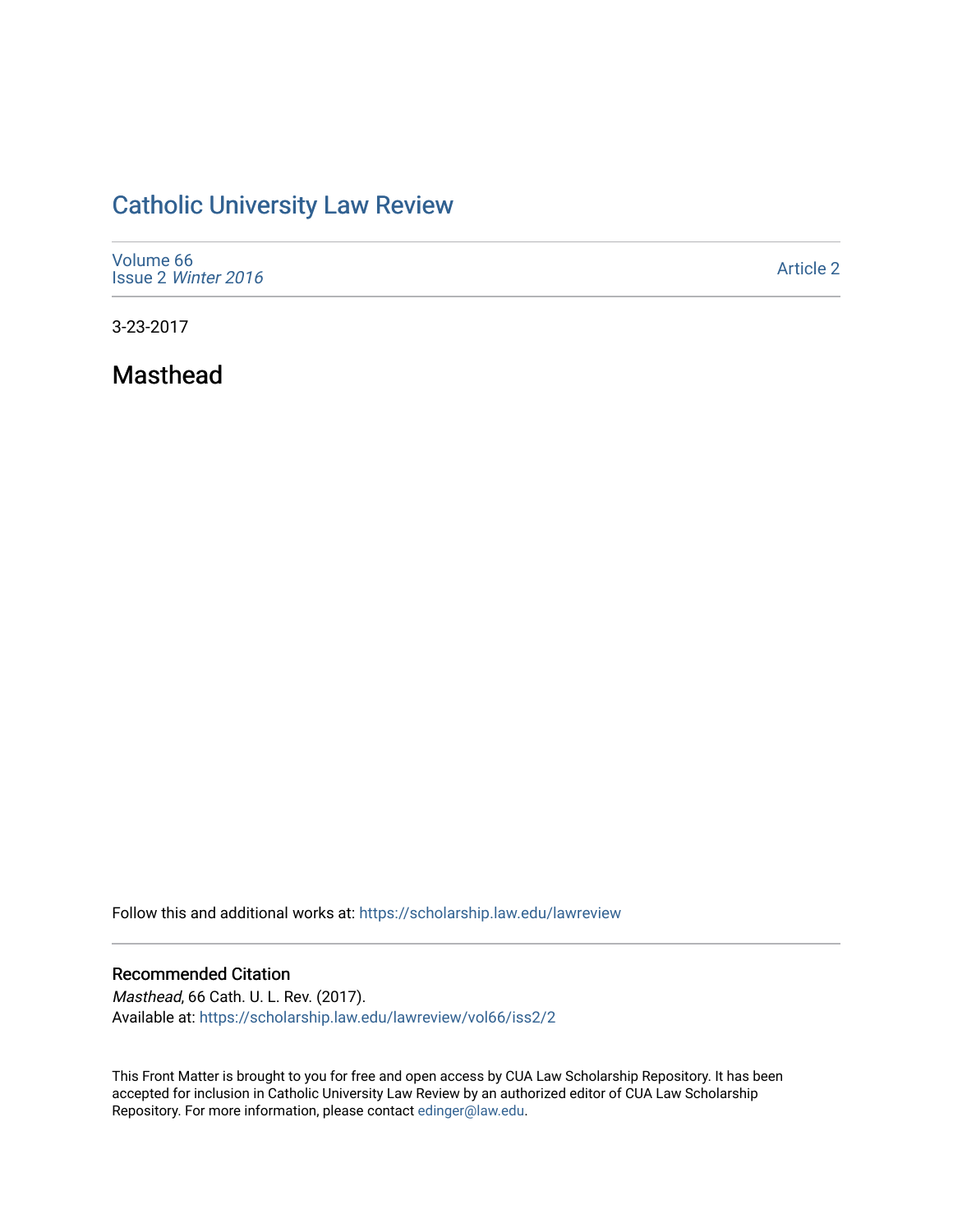# Catholic University Law Review

Volume 66
Issue 2 *Winter 2016*

Article 2

3-23-2017

## Masthead

Follow this and additional works at: https://scholarship.law.edu/lawreview

### Recommended Citation

*Masthead*, 66 Cath. U. L. Rev. (2017).
Available at: https://scholarship.law.edu/lawreview/vol66/iss2/2

This Front Matter is brought to you for free and open access by CUA Law Scholarship Repository. It has been accepted for inclusion in Catholic University Law Review by an authorized editor of CUA Law Scholarship Repository. For more information, please contact edinger@law.edu.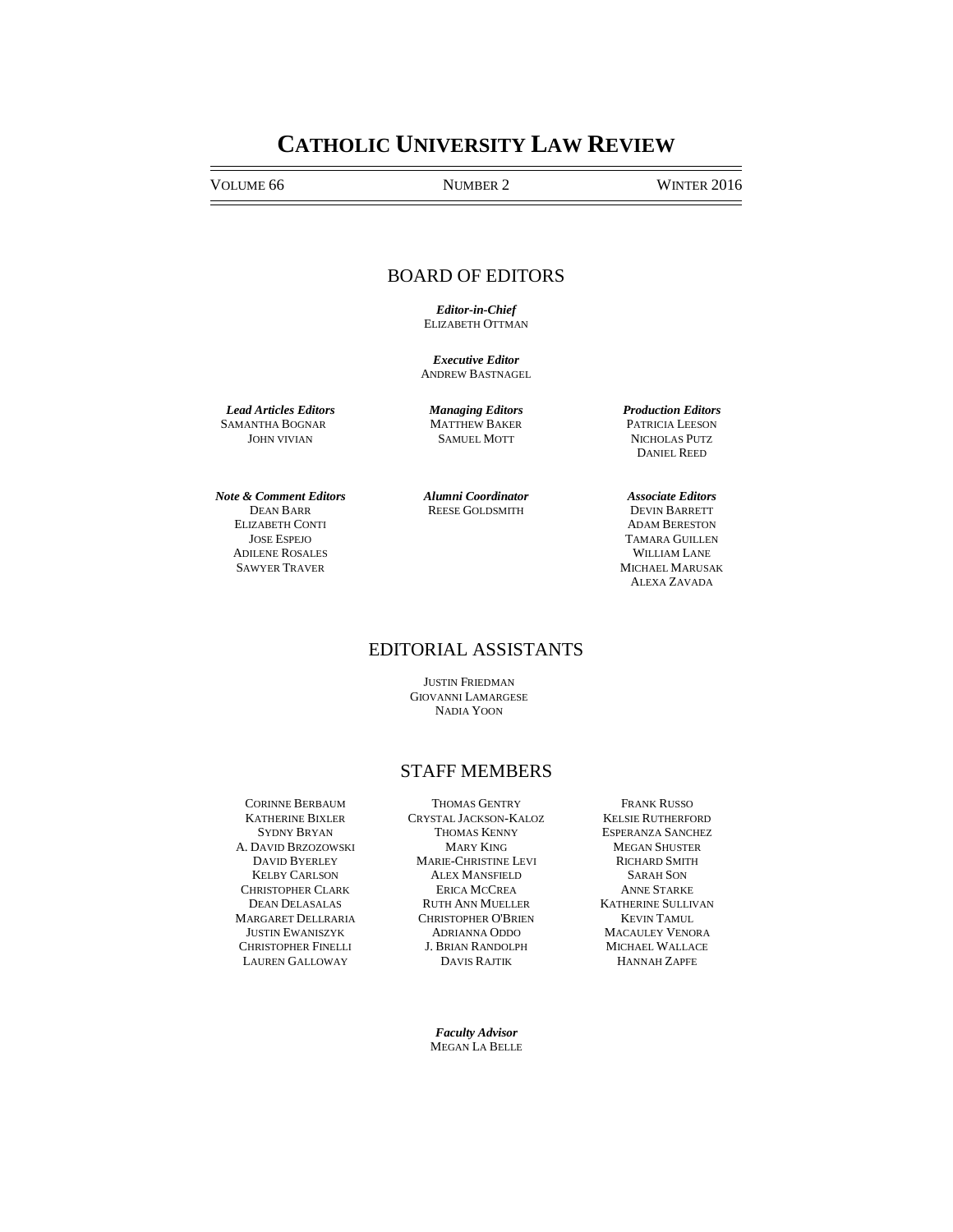# CATHOLIC UNIVERSITY LAW REVIEW

VOLUME 66 NUMBER 2 WINTER 2016

## BOARD OF EDITORS

***Editor-in-Chief***
ELIZABETH OTTMAN

***Executive Editor***
ANDREW BASTNAGEL

***Lead Articles Editors***
SAMANTHA BOGNAR
JOHN VIVIAN

***Managing Editors***
MATTHEW BAKER
SAMUEL MOTT

***Production Editors***
PATRICIA LEESON
NICHOLAS PUTZ
DANIEL REED

***Note & Comment Editors***
DEAN BARR
ELIZABETH CONTI
JOSE ESPEJO
ADILENE ROSALES
SAWYER TRAVER

***Alumni Coordinator***
REESE GOLDSMITH

***Associate Editors***
DEVIN BARRETT
ADAM BERESTON
TAMARA GUILLEN
WILLIAM LANE
MICHAEL MARUSAK
ALEXA ZAVADA

## EDITORIAL ASSISTANTS

JUSTIN FRIEDMAN
GIOVANNI LAMARGESE
NADIA YOON

## STAFF MEMBERS

CORINNE BERBAUM
KATHERINE BIXLER
SYDNY BRYAN
A. DAVID BRZOZOWSKI
DAVID BYERLEY
KELBY CARLSON
CHRISTOPHER CLARK
DEAN DELASALAS
MARGARET DELLRARIA
JUSTIN EWANISZYK
CHRISTOPHER FINELLI
LAUREN GALLOWAY

THOMAS GENTRY
CRYSTAL JACKSON-KALOZ
THOMAS KENNY
MARY KING
MARIE-CHRISTINE LEVI
ALEX MANSFIELD
ERICA MCCREA
RUTH ANN MUELLER
CHRISTOPHER O'BRIEN
ADRIANNA ODDO
J. BRIAN RANDOLPH
DAVIS RAJTIK

FRANK RUSSO
KELSIE RUTHERFORD
ESPERANZA SANCHEZ
MEGAN SHUSTER
RICHARD SMITH
SARAH SON
ANNE STARKE
KATHERINE SULLIVAN
KEVIN TAMUL
MACAULEY VENORA
MICHAEL WALLACE
HANNAH ZAPFE

***Faculty Advisor***
MEGAN LA BELLE